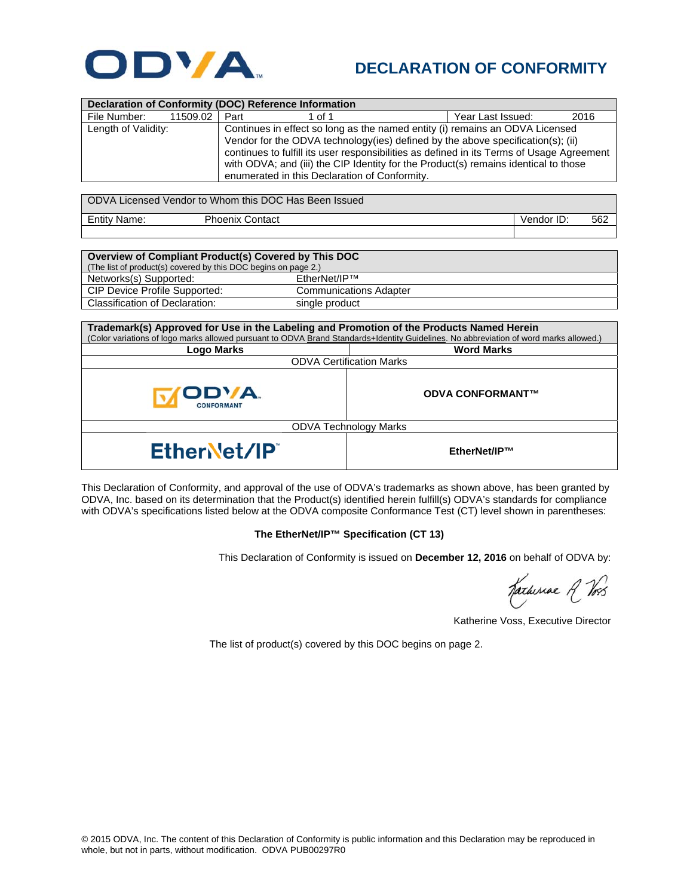# DECLARATION OF CONFORMITY

| Declaration of Conformity (DOC) Reference Information | | | |
|---|---|---|---|
| File Number: 11509.02 | Part 1 of 1 | | Year Last Issued: 2016 |
| Length of Validity: | Continues in effect so long as the named entity (i) remains an ODVA Licensed Vendor for the ODVA technology(ies) defined by the above specification(s); (ii) continues to fulfill its user responsibilities as defined in its Terms of Usage Agreement with ODVA; and (iii) the CIP Identity for the Product(s) remains identical to those enumerated in this Declaration of Conformity. | | |

| ODVA Licensed Vendor to Whom this DOC Has Been Issued | | | |
|---|---|---|---|
| Entity Name: | Phoenix Contact | Vendor ID: | 562 |

| Overview of Compliant Product(s) Covered by This DOC (The list of product(s) covered by this DOC begins on page 2.) | |
|---|---|
| Networks(s) Supported: | EtherNet/IP™ |
| CIP Device Profile Supported: | Communications Adapter |
| Classification of Declaration: | single product |

**Trademark(s) Approved for Use in the Labeling and Promotion of the Products Named Herein**
(Color variations of logo marks allowed pursuant to ODVA Brand Standards+Identity Guidelines. No abbreviation of word marks allowed.)

| Logo Marks | Word Marks |
|---|---|
| ODVA Certification Marks | |
| ODVA CONFORMANT | **ODVA CONFORMANT™** |
| ODVA Technology Marks | |
| EtherNet/IP™ | **EtherNet/IP™** |

This Declaration of Conformity, and approval of the use of ODVA's trademarks as shown above, has been granted by ODVA, Inc. based on its determination that the Product(s) identified herein fulfill(s) ODVA's standards for compliance with ODVA's specifications listed below at the ODVA composite Conformance Test (CT) level shown in parentheses:

**The EtherNet/IP™ Specification (CT 13)**

This Declaration of Conformity is issued on **December 12, 2016** on behalf of ODVA by:

Katherine Voss, Executive Director

The list of product(s) covered by this DOC begins on page 2.

© 2015 ODVA, Inc. The content of this Declaration of Conformity is public information and this Declaration may be reproduced in whole, but not in parts, without modification. ODVA PUB00297R0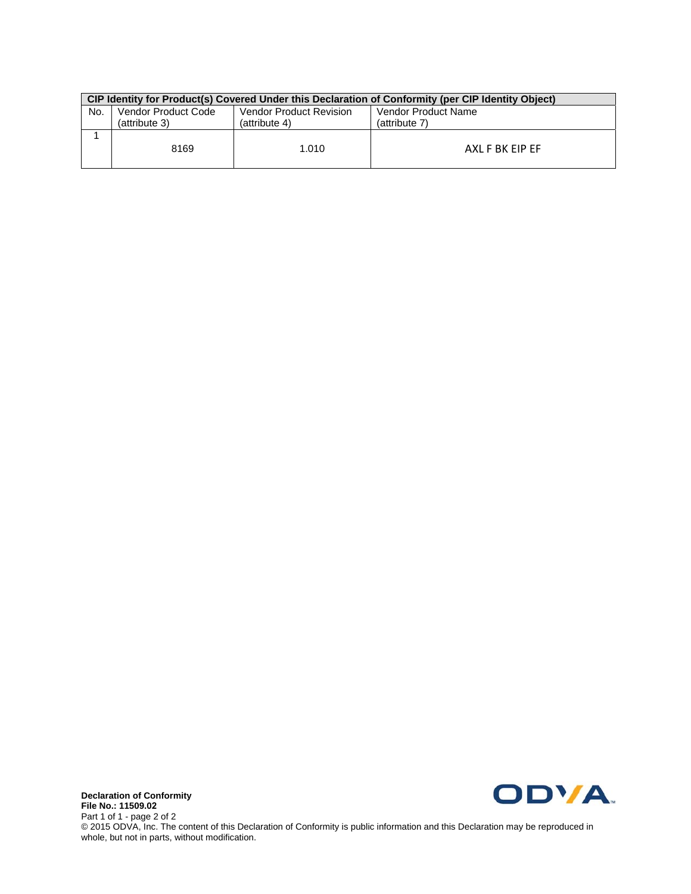| CIP Identity for Product(s) Covered Under this Declaration of Conformity (per CIP Identity Object) | | | |
|---|---|---|---|
| No. | Vendor Product Code (attribute 3) | Vendor Product Revision (attribute 4) | Vendor Product Name (attribute 7) |
| 1 | 8169 | 1.010 | AXL F BK EIP EF |